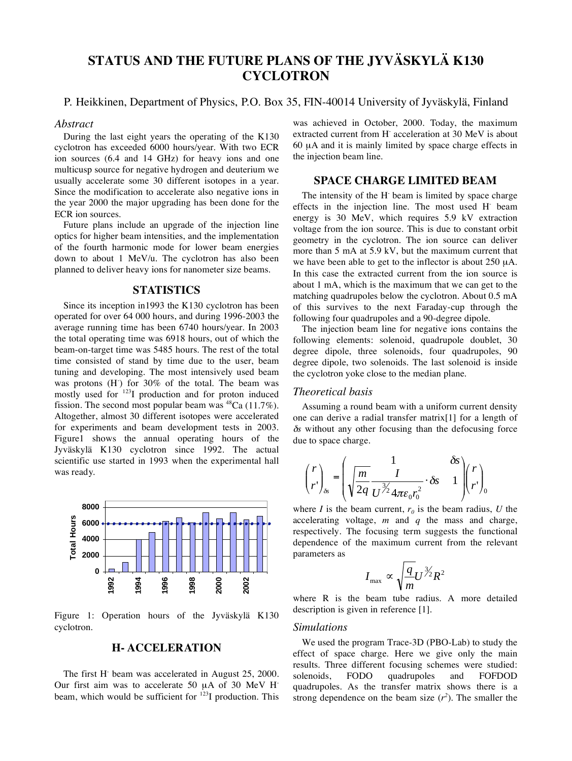# STATUS AND THE FUTURE PLANS OF THE JYVÄSKYLÄ K130 CYCLOTRON

P. Heikkinen, Department of Physics, P.O. Box 35, FIN-40014 University of Jyväskylä, Finland

### *Abstract*

During the last eight years the operating of the K130 cyclotron has exceeded 6000 hours/year. With two ECR ion sources (6.4 and 14 GHz) for heavy ions and one multicusp source for negative hydrogen and deuterium we usually accelerate some 30 different isotopes in a year. Since the modification to accelerate also negative ions in the year 2000 the major upgrading has been done for the ECR ion sources.

Future plans include an upgrade of the injection line optics for higher beam intensities, and the implementation of the fourth harmonic mode for lower beam energies down to about 1 MeV/u. The cyclotron has also been planned to deliver heavy ions for nanometer size beams.

## STATISTICS

Since its inception in1993 the K130 cyclotron has been operated for over 64 000 hours, and during 1996-2003 the average running time has been 6740 hours/year. In 2003 the total operating time was 6918 hours, out of which the beam-on-target time was 5485 hours. The rest of the total time consisted of stand by time due to the user, beam tuning and developing. The most intensively used beam was protons ($H^-$) for 30% of the total. The beam was mostly used for $^{123}I$ production and for proton induced fission. The second most popular beam was $^{48}Ca$ (11.7%). Altogether, almost 30 different isotopes were accelerated for experiments and beam development tests in 2003. Figure1 shows the annual operating hours of the Jyväskylä K130 cyclotron since 1992. The actual scientific use started in 1993 when the experimental hall was ready.

Figure 1: Operation hours of the Jyväskylä K130 cyclotron.

## H- ACCELERATION

The first $H^-$ beam was accelerated in August 25, 2000. Our first aim was to accelerate 50 μA of 30 MeV $H^-$ beam, which would be sufficient for $^{123}I$ production. This was achieved in October, 2000. Today, the maximum extracted current from $H^-$ acceleration at 30 MeV is about 60 μA and it is mainly limited by space charge effects in the injection beam line.

## SPACE CHARGE LIMITED BEAM

The intensity of the $H^-$ beam is limited by space charge effects in the injection line. The most used $H^-$ beam energy is 30 MeV, which requires 5.9 kV extraction voltage from the ion source. This is due to constant orbit geometry in the cyclotron. The ion source can deliver more than 5 mA at 5.9 kV, but the maximum current that we have been able to get to the inflector is about 250 μA. In this case the extracted current from the ion source is about 1 mA, which is the maximum that we can get to the matching quadrupoles below the cyclotron. About 0.5 mA of this survives to the next Faraday-cup through the following four quadrupoles and a 90-degree dipole.

The injection beam line for negative ions contains the following elements: solenoid, quadrupole doublet, 30 degree dipole, three solenoids, four quadrupoles, 90 degree dipole, two solenoids. The last solenoid is inside the cyclotron yoke close to the median plane.

### *Theoretical basis*

Assuming a round beam with a uniform current density one can derive a radial transfer matrix[1] for a length of $\delta s$ without any other focusing than the defocusing force due to space charge.

$$\begin{pmatrix} r \\ r' \end{pmatrix}_{\delta s} = \begin{pmatrix} 1 & \delta s \\ \sqrt{\dfrac{m}{2q}} \dfrac{I}{U^{3/2} 4\pi\varepsilon_0 r_0^2} \cdot \delta s & 1 \end{pmatrix} \begin{pmatrix} r \\ r' \end{pmatrix}_0$$

where $I$ is the beam current, $r_0$ is the beam radius, $U$ the accelerating voltage, $m$ and $q$ the mass and charge, respectively. The focusing term suggests the functional dependence of the maximum current from the relevant parameters as

$$I_{\max} \propto \sqrt{\frac{q}{m}} U^{3/2} R^2$$

where R is the beam tube radius. A more detailed description is given in reference [1].

### *Simulations*

We used the program Trace-3D (PBO-Lab) to study the effect of space charge. Here we give only the main results. Three different focusing schemes were studied: solenoids, FODO quadrupoles and FOFDOD quadrupoles. As the transfer matrix shows there is a strong dependence on the beam size ($r^2$). The smaller the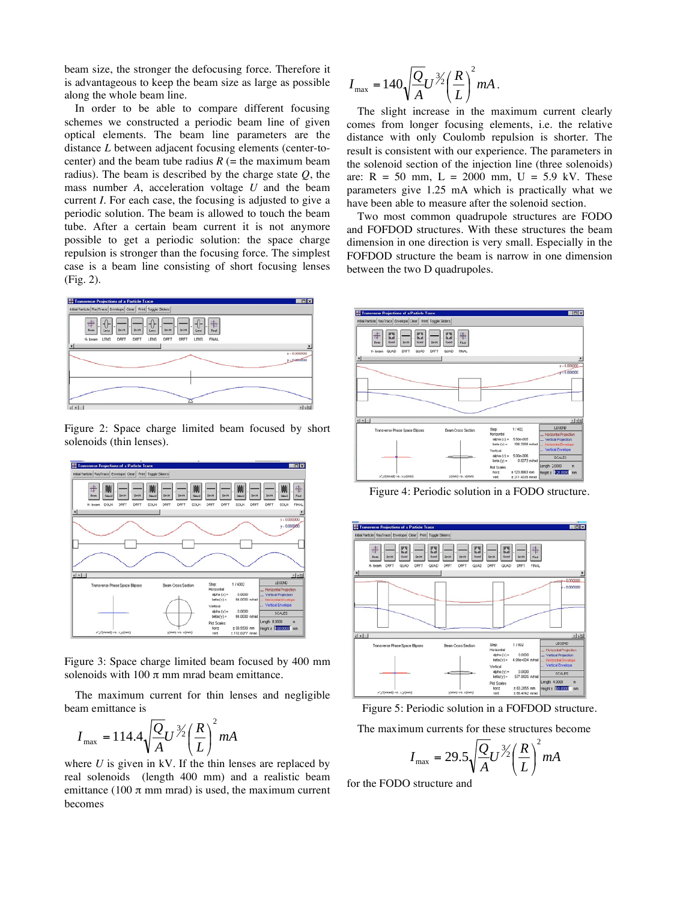beam size, the stronger the defocusing force. Therefore it is advantageous to keep the beam size as large as possible along the whole beam line.

In order to be able to compare different focusing schemes we constructed a periodic beam line of given optical elements. The beam line parameters are the distance $L$ between adjacent focusing elements (center-to-center) and the beam tube radius $R$ (= the maximum beam radius). The beam is described by the charge state $Q$, the mass number $A$, acceleration voltage $U$ and the beam current $I$. For each case, the focusing is adjusted to give a periodic solution. The beam is allowed to touch the beam tube. After a certain beam current it is not anymore possible to get a periodic solution: the space charge repulsion is stronger than the focusing force. The simplest case is a beam line consisting of short focusing lenses (Fig. 2).

Figure 2: Space charge limited beam focused by short solenoids (thin lenses).

Figure 3: Space charge limited beam focused by 400 mm solenoids with 100 π mm mrad beam emittance.

The maximum current for thin lenses and negligible beam emittance is

$$I_{\max} = 114.4\sqrt{\frac{Q}{A}}U^{3/2}\left(\frac{R}{L}\right)^2 mA$$

where $U$ is given in kV. If the thin lenses are replaced by real solenoids (length 400 mm) and a realistic beam emittance (100 π mm mrad) is used, the maximum current becomes

$$I_{\max} = 140\sqrt{\frac{Q}{A}}U^{3/2}\left(\frac{R}{L}\right)^2 mA.$$

The slight increase in the maximum current clearly comes from longer focusing elements, i.e. the relative distance with only Coulomb repulsion is shorter. The result is consistent with our experience. The parameters in the solenoid section of the injection line (three solenoids) are: R = 50 mm, L = 2000 mm, U = 5.9 kV. These parameters give 1.25 mA which is practically what we have been able to measure after the solenoid section.

Two most common quadrupole structures are FODO and FOFDOD structures. With these structures the beam dimension in one direction is very small. Especially in the FOFDOD structure the beam is narrow in one dimension between the two D quadrupoles.

Figure 4: Periodic solution in a FODO structure.

Figure 5: Periodic solution in a FOFDOD structure.

The maximum currents for these structures become

$$I_{\max} = 29.5\sqrt{\frac{Q}{A}}U^{3/2}\left(\frac{R}{L}\right)^2 mA$$

for the FODO structure and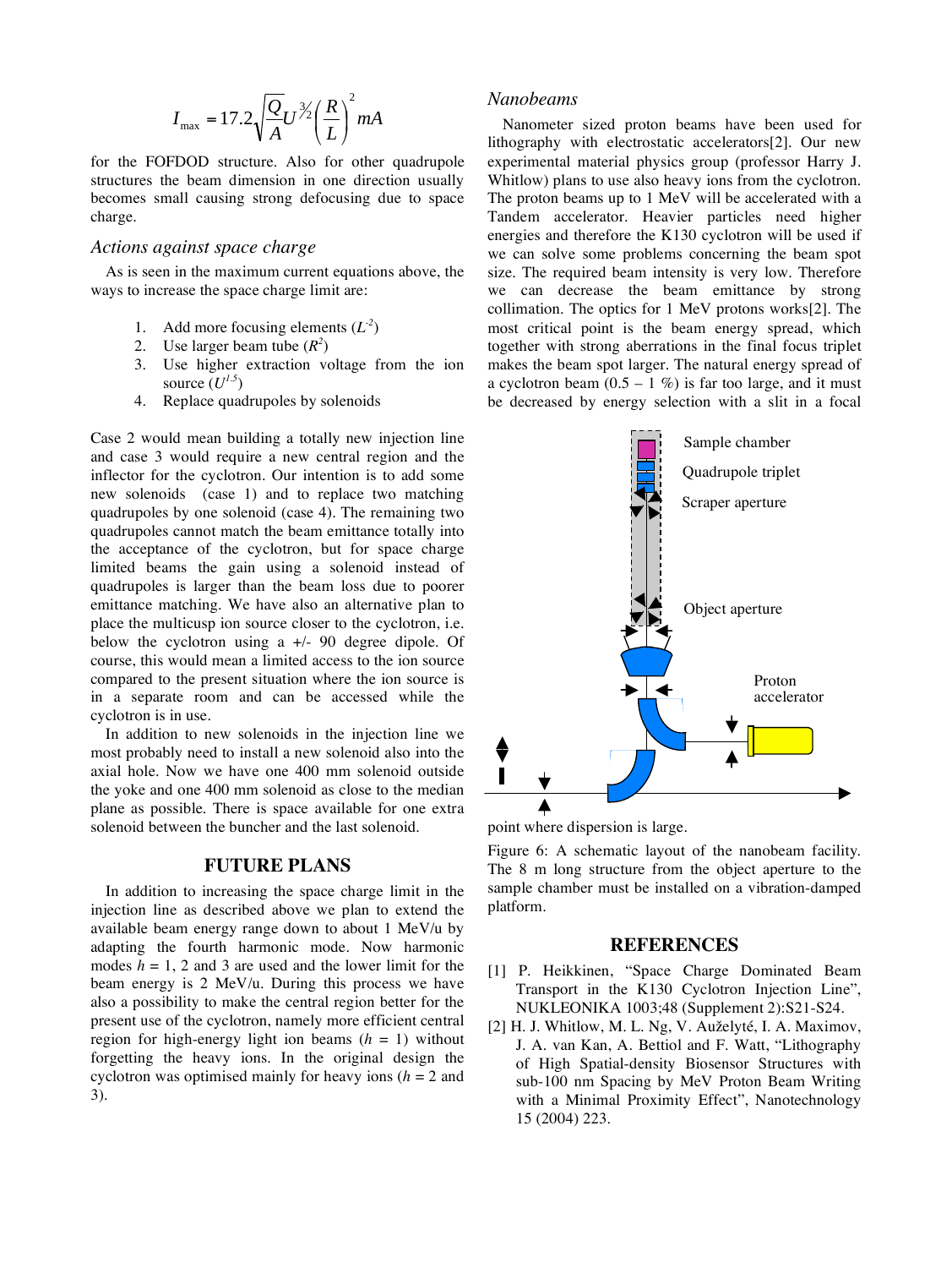$$I_{\max} = 17.2\sqrt{\frac{Q}{A}}U^{3/2}\left(\frac{R}{L}\right)^2 mA$$

for the FOFDOD structure. Also for other quadrupole structures the beam dimension in one direction usually becomes small causing strong defocusing due to space charge.

### *Actions against space charge*

As is seen in the maximum current equations above, the ways to increase the space charge limit are:

1. Add more focusing elements ($L^{-2}$)
2. Use larger beam tube ($R^2$)
3. Use higher extraction voltage from the ion source ($U^{1.5}$)
4. Replace quadrupoles by solenoids

Case 2 would mean building a totally new injection line and case 3 would require a new central region and the inflector for the cyclotron. Our intention is to add some new solenoids (case 1) and to replace two matching quadrupoles by one solenoid (case 4). The remaining two quadrupoles cannot match the beam emittance totally into the acceptance of the cyclotron, but for space charge limited beams the gain using a solenoid instead of quadrupoles is larger than the beam loss due to poorer emittance matching. We have also an alternative plan to place the multicusp ion source closer to the cyclotron, i.e. below the cyclotron using a +/- 90 degree dipole. Of course, this would mean a limited access to the ion source compared to the present situation where the ion source is in a separate room and can be accessed while the cyclotron is in use.

In addition to new solenoids in the injection line we most probably need to install a new solenoid also into the axial hole. Now we have one 400 mm solenoid outside the yoke and one 400 mm solenoid as close to the median plane as possible. There is space available for one extra solenoid between the buncher and the last solenoid.

## FUTURE PLANS

In addition to increasing the space charge limit in the injection line as described above we plan to extend the available beam energy range down to about 1 MeV/u by adapting the fourth harmonic mode. Now harmonic modes $h$ = 1, 2 and 3 are used and the lower limit for the beam energy is 2 MeV/u. During this process we have also a possibility to make the central region better for the present use of the cyclotron, namely more efficient central region for high-energy light ion beams ($h$ = 1) without forgetting the heavy ions. In the original design the cyclotron was optimised mainly for heavy ions ($h$ = 2 and 3).

### *Nanobeams*

Nanometer sized proton beams have been used for lithography with electrostatic accelerators[2]. Our new experimental material physics group (professor Harry J. Whitlow) plans to use also heavy ions from the cyclotron. The proton beams up to 1 MeV will be accelerated with a Tandem accelerator. Heavier particles need higher energies and therefore the K130 cyclotron will be used if we can solve some problems concerning the beam spot size. The required beam intensity is very low. Therefore we can decrease the beam emittance by strong collimation. The optics for 1 MeV protons works[2]. The most critical point is the beam energy spread, which together with strong aberrations in the final focus triplet makes the beam spot larger. The natural energy spread of a cyclotron beam (0.5 – 1 %) is far too large, and it must be decreased by energy selection with a slit in a focal point where dispersion is large.

Sample chamber
Quadrupole triplet
Scraper aperture
Object aperture
Proton accelerator

Figure 6: A schematic layout of the nanobeam facility. The 8 m long structure from the object aperture to the sample chamber must be installed on a vibration-damped platform.

## REFERENCES

[1] P. Heikkinen, "Space Charge Dominated Beam Transport in the K130 Cyclotron Injection Line", NUKLEONIKA 1003;48 (Supplement 2):S21-S24.

[2] H. J. Whitlow, M. L. Ng, V. Auželyté, I. A. Maximov, J. A. van Kan, A. Bettiol and F. Watt, "Lithography of High Spatial-density Biosensor Structures with sub-100 nm Spacing by MeV Proton Beam Writing with a Minimal Proximity Effect", Nanotechnology 15 (2004) 223.